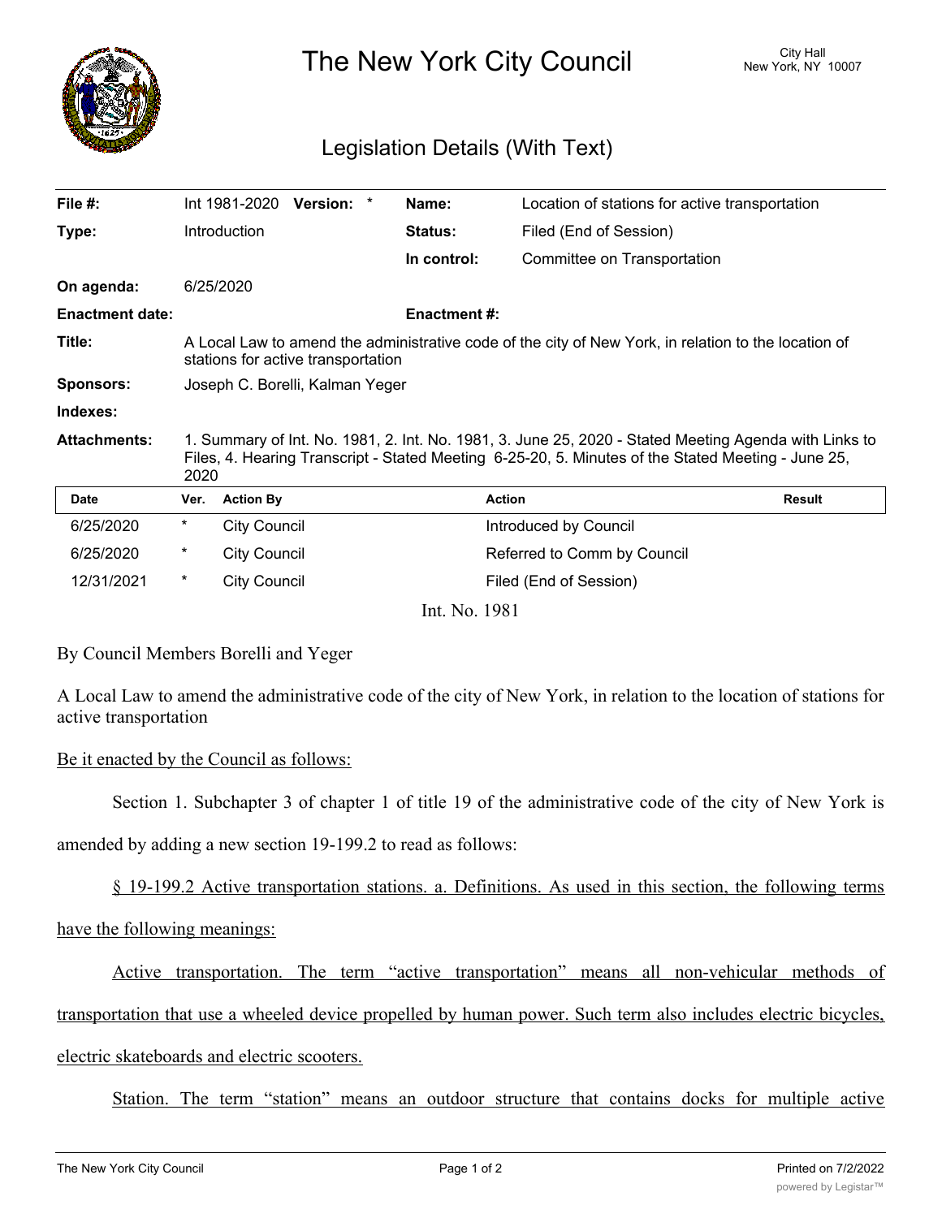# The New York City Council

City Hall
New York, NY 10007

## Legislation Details (With Text)

| | | | |
|---|---|---|---|
| **File #:** | Int 1981-2020 **Version:** * | **Name:** | Location of stations for active transportation |
| **Type:** | Introduction | **Status:** | Filed (End of Session) |
| | | **In control:** | Committee on Transportation |
| **On agenda:** | 6/25/2020 | | |
| **Enactment date:** | | **Enactment #:** | |
| **Title:** | A Local Law to amend the administrative code of the city of New York, in relation to the location of stations for active transportation | | |
| **Sponsors:** | Joseph C. Borelli, Kalman Yeger | | |
| **Indexes:** | | | |
| **Attachments:** | 1. Summary of Int. No. 1981, 2. Int. No. 1981, 3. June 25, 2020 - Stated Meeting Agenda with Links to Files, 4. Hearing Transcript - Stated Meeting 6-25-20, 5. Minutes of the Stated Meeting - June 25, 2020 | | |

| Date | Ver. | Action By | Action | Result |
|---|---|---|---|---|
| 6/25/2020 | * | City Council | Introduced by Council | |
| 6/25/2020 | * | City Council | Referred to Comm by Council | |
| 12/31/2021 | * | City Council | Filed (End of Session) | |

Int. No. 1981

By Council Members Borelli and Yeger

A Local Law to amend the administrative code of the city of New York, in relation to the location of stations for active transportation

Be it enacted by the Council as follows:

Section 1. Subchapter 3 of chapter 1 of title 19 of the administrative code of the city of New York is amended by adding a new section 19-199.2 to read as follows:

§ 19-199.2 Active transportation stations. a. Definitions. As used in this section, the following terms have the following meanings:

Active transportation. The term "active transportation" means all non-vehicular methods of transportation that use a wheeled device propelled by human power. Such term also includes electric bicycles, electric skateboards and electric scooters.

Station. The term "station" means an outdoor structure that contains docks for multiple active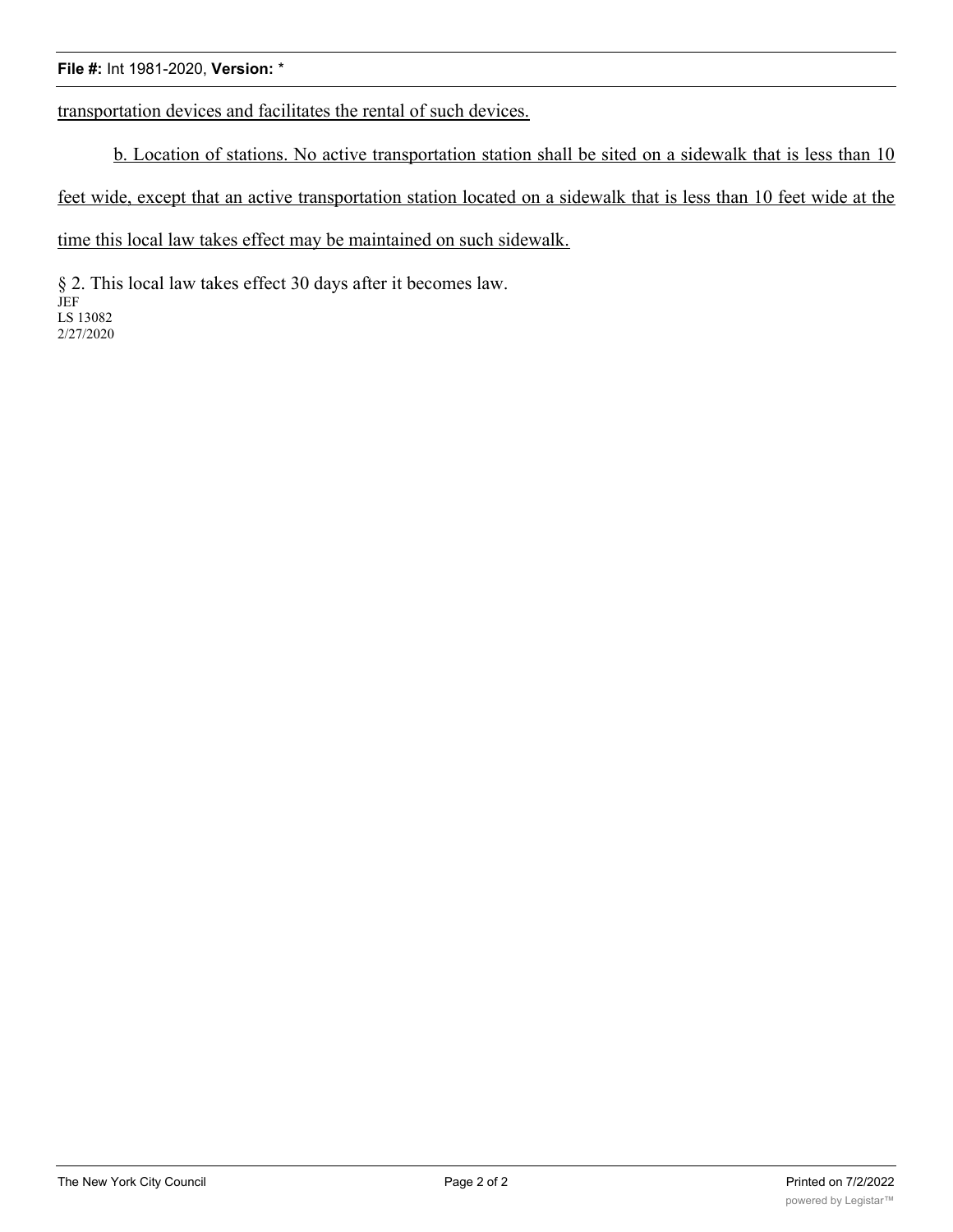transportation devices and facilitates the rental of such devices.

b. Location of stations. No active transportation station shall be sited on a sidewalk that is less than 10 feet wide, except that an active transportation station located on a sidewalk that is less than 10 feet wide at the time this local law takes effect may be maintained on such sidewalk.

§ 2. This local law takes effect 30 days after it becomes law.

JEF
LS 13082
2/27/2020